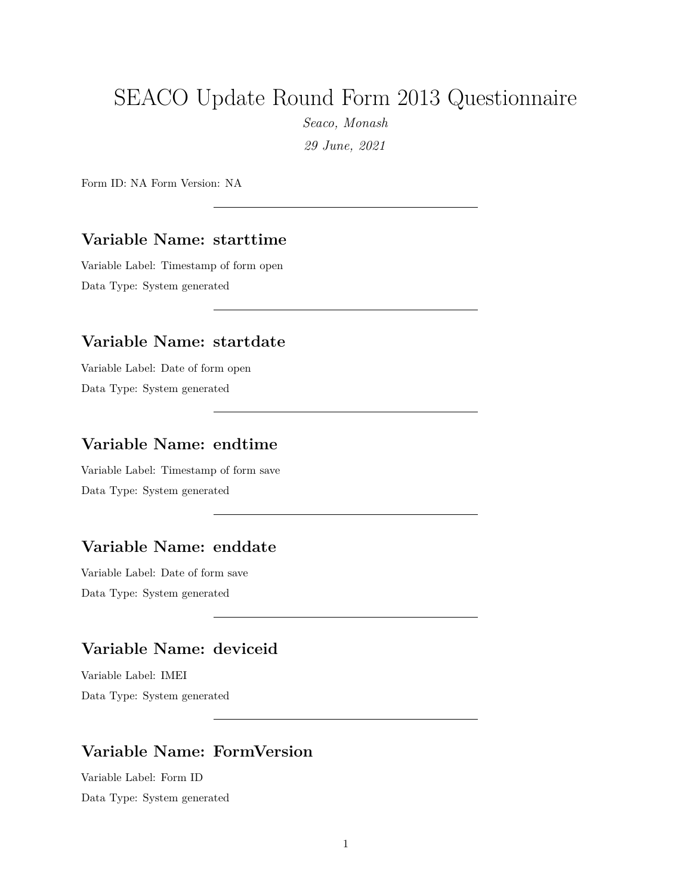# SEACO Update Round Form 2013 Questionnaire

*Seaco, Monash*

*29 June, 2021*

Form ID: NA Form Version: NA

---

## Variable Name: starttime

Variable Label: Timestamp of form open

Data Type: System generated

---

## Variable Name: startdate

Variable Label: Date of form open

Data Type: System generated

---

## Variable Name: endtime

Variable Label: Timestamp of form save

Data Type: System generated

---

## Variable Name: enddate

Variable Label: Date of form save

Data Type: System generated

---

## Variable Name: deviceid

Variable Label: IMEI

Data Type: System generated

---

## Variable Name: FormVersion

Variable Label: Form ID

Data Type: System generated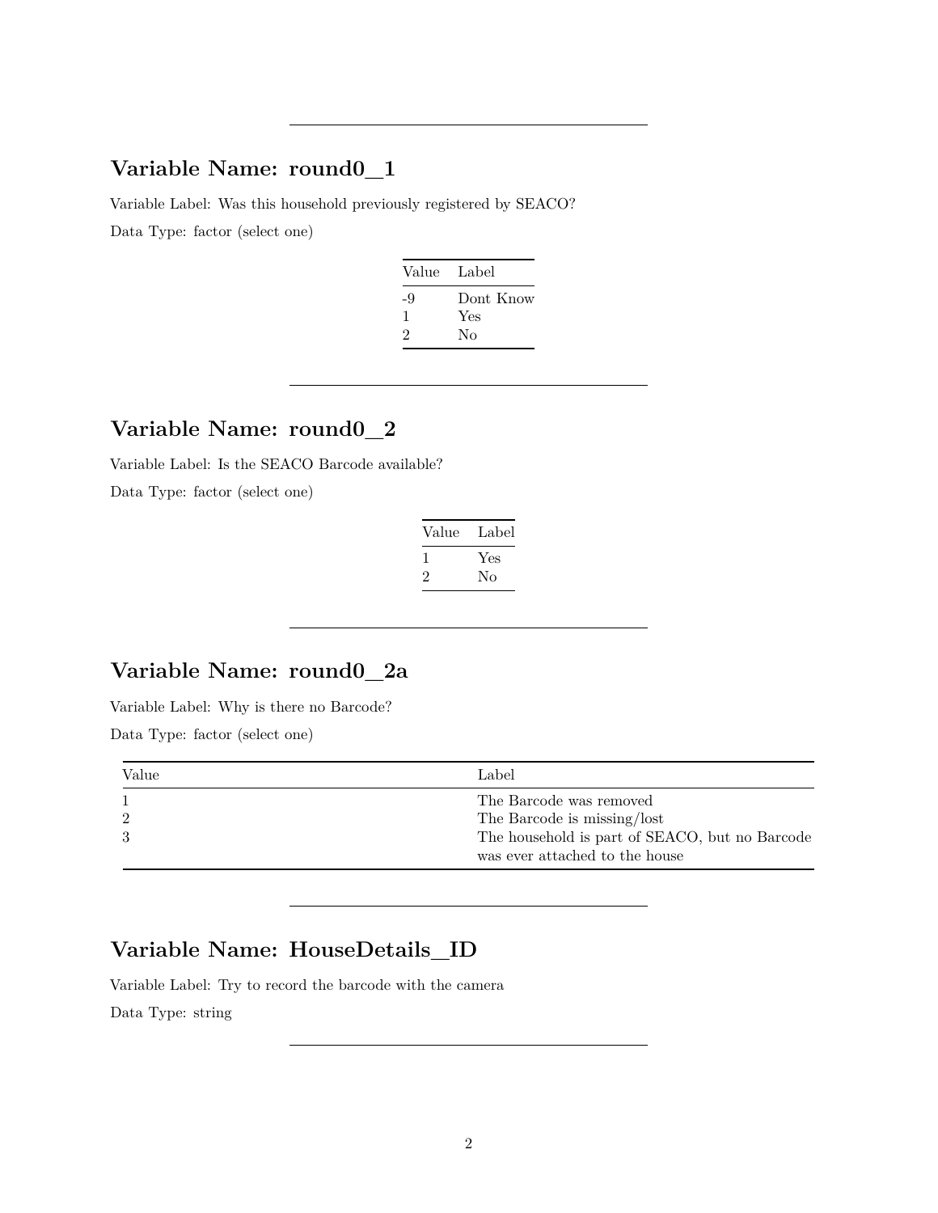## Variable Name: round0_1

Variable Label: Was this household previously registered by SEACO?

Data Type: factor (select one)

| Value | Label |
|---|---|
| -9 | Dont Know |
| 1 | Yes |
| 2 | No |

---

## Variable Name: round0_2

Variable Label: Is the SEACO Barcode available?

Data Type: factor (select one)

| Value | Label |
|---|---|
| 1 | Yes |
| 2 | No |

---

## Variable Name: round0_2a

Variable Label: Why is there no Barcode?

Data Type: factor (select one)

| Value | Label |
|---|---|
| 1 | The Barcode was removed |
| 2 | The Barcode is missing/lost |
| 3 | The household is part of SEACO, but no Barcode was ever attached to the house |

---

## Variable Name: HouseDetails_ID

Variable Label: Try to record the barcode with the camera

Data Type: string

---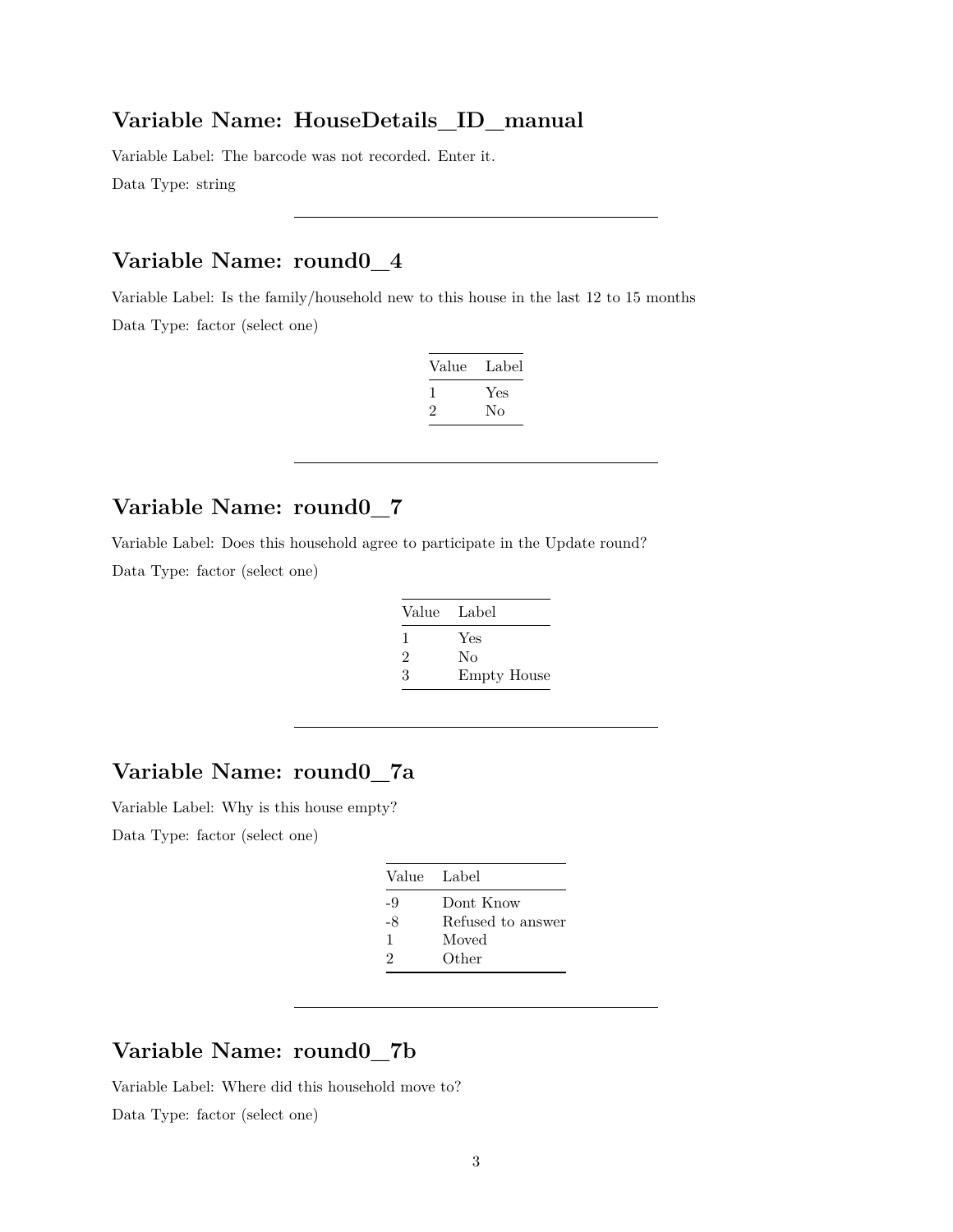## Variable Name: HouseDetails_ID_manual

Variable Label: The barcode was not recorded. Enter it.

Data Type: string

---

## Variable Name: round0_4

Variable Label: Is the family/household new to this house in the last 12 to 15 months

Data Type: factor (select one)

| Value | Label |
|---|---|
| 1 | Yes |
| 2 | No |

---

## Variable Name: round0_7

Variable Label: Does this household agree to participate in the Update round?

Data Type: factor (select one)

| Value | Label |
|---|---|
| 1 | Yes |
| 2 | No |
| 3 | Empty House |

---

## Variable Name: round0_7a

Variable Label: Why is this house empty?

Data Type: factor (select one)

| Value | Label |
|---|---|
| -9 | Dont Know |
| -8 | Refused to answer |
| 1 | Moved |
| 2 | Other |

---

## Variable Name: round0_7b

Variable Label: Where did this household move to?

Data Type: factor (select one)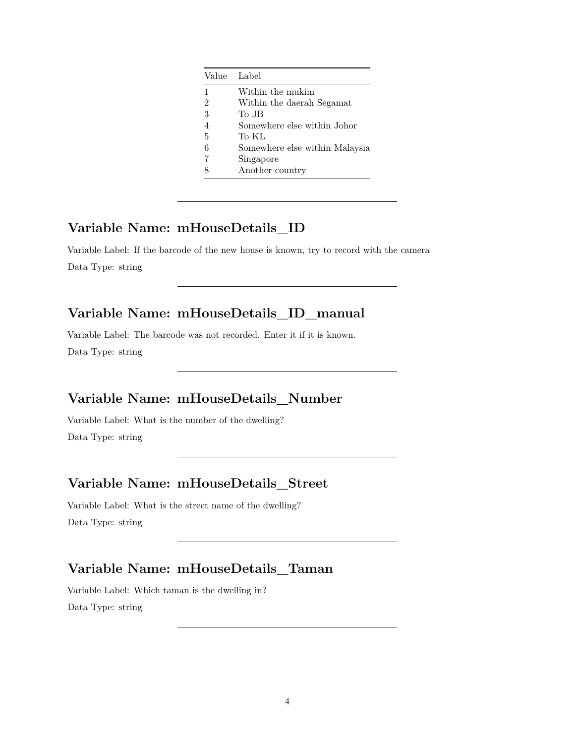| Value | Label |
|---|---|
| 1 | Within the mukim |
| 2 | Within the daerah Segamat |
| 3 | To JB |
| 4 | Somewhere else within Johor |
| 5 | To KL |
| 6 | Somewhere else within Malaysia |
| 7 | Singapore |
| 8 | Another country |

---

## Variable Name: mHouseDetails__ID

Variable Label: If the barcode of the new house is known, try to record with the camera

Data Type: string

---

## Variable Name: mHouseDetails__ID__manual

Variable Label: The barcode was not recorded. Enter it if it is known.

Data Type: string

---

## Variable Name: mHouseDetails__Number

Variable Label: What is the number of the dwelling?

Data Type: string

---

## Variable Name: mHouseDetails__Street

Variable Label: What is the street name of the dwelling?

Data Type: string

---

## Variable Name: mHouseDetails__Taman

Variable Label: Which taman is the dwelling in?

Data Type: string

---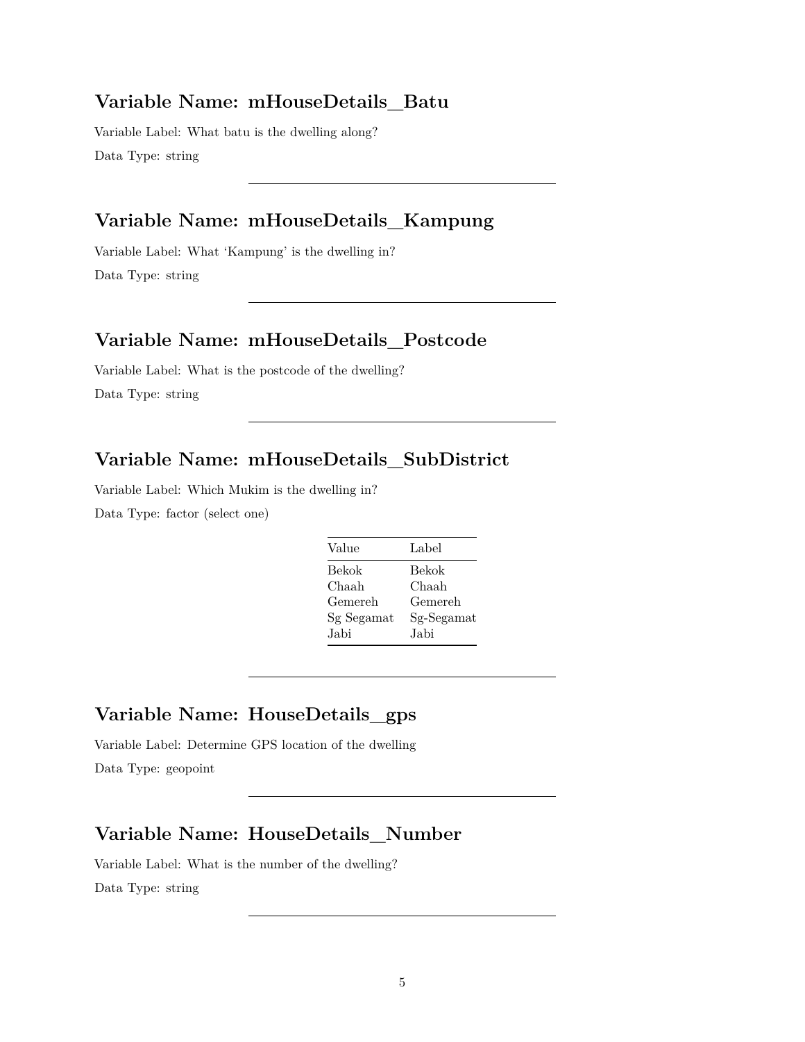## Variable Name: mHouseDetails_Batu

Variable Label: What batu is the dwelling along?

Data Type: string

---

## Variable Name: mHouseDetails_Kampung

Variable Label: What 'Kampung' is the dwelling in?

Data Type: string

---

## Variable Name: mHouseDetails_Postcode

Variable Label: What is the postcode of the dwelling?

Data Type: string

---

## Variable Name: mHouseDetails_SubDistrict

Variable Label: Which Mukim is the dwelling in?

Data Type: factor (select one)

| Value | Label |
|---|---|
| Bekok | Bekok |
| Chaah | Chaah |
| Gemereh | Gemereh |
| Sg Segamat | Sg-Segamat |
| Jabi | Jabi |

---

## Variable Name: HouseDetails_gps

Variable Label: Determine GPS location of the dwelling

Data Type: geopoint

---

## Variable Name: HouseDetails_Number

Variable Label: What is the number of the dwelling?

Data Type: string

---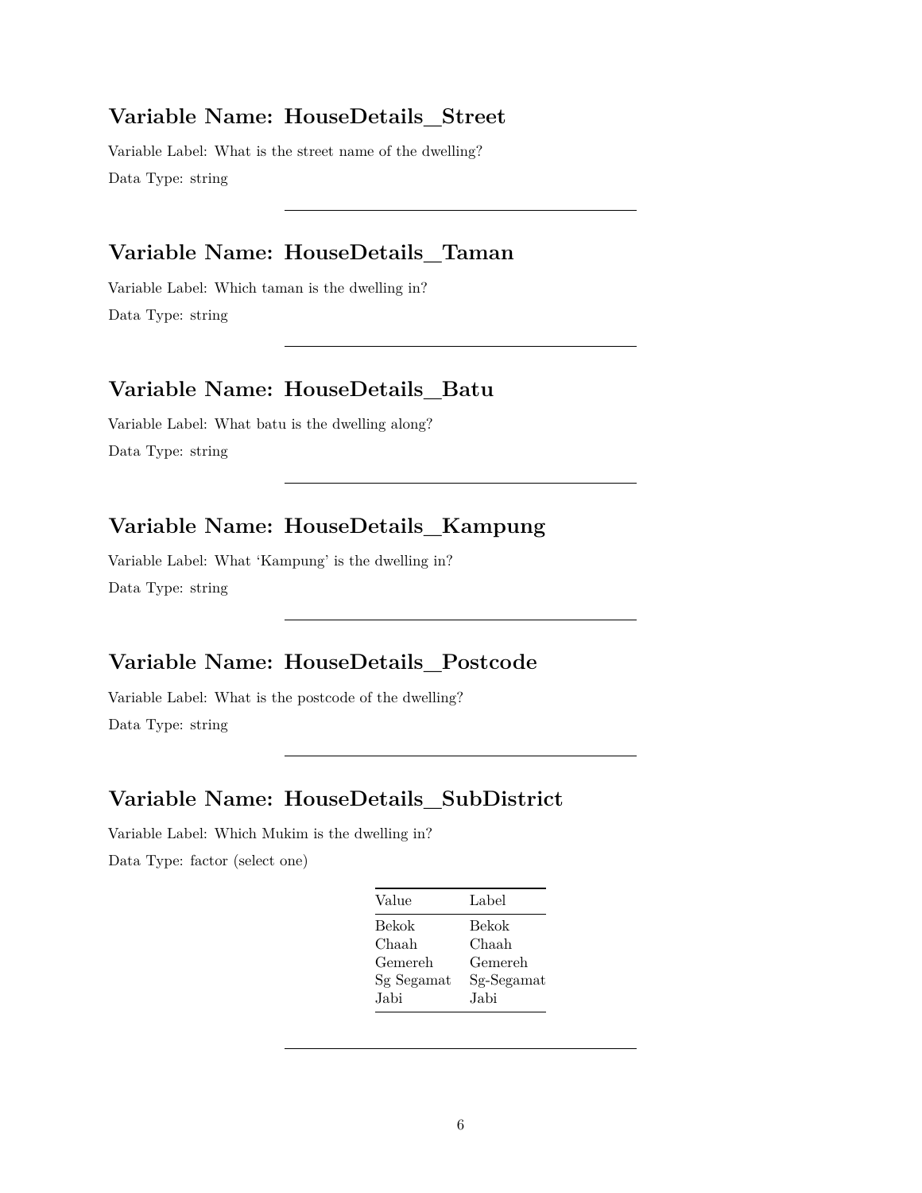## Variable Name: HouseDetails_Street

Variable Label: What is the street name of the dwelling?

Data Type: string

---

## Variable Name: HouseDetails_Taman

Variable Label: Which taman is the dwelling in?

Data Type: string

---

## Variable Name: HouseDetails_Batu

Variable Label: What batu is the dwelling along?

Data Type: string

---

## Variable Name: HouseDetails_Kampung

Variable Label: What 'Kampung' is the dwelling in?

Data Type: string

---

## Variable Name: HouseDetails_Postcode

Variable Label: What is the postcode of the dwelling?

Data Type: string

---

## Variable Name: HouseDetails_SubDistrict

Variable Label: Which Mukim is the dwelling in?

Data Type: factor (select one)

| Value | Label |
|---|---|
| Bekok | Bekok |
| Chaah | Chaah |
| Gemereh | Gemereh |
| Sg Segamat | Sg-Segamat |
| Jabi | Jabi |

---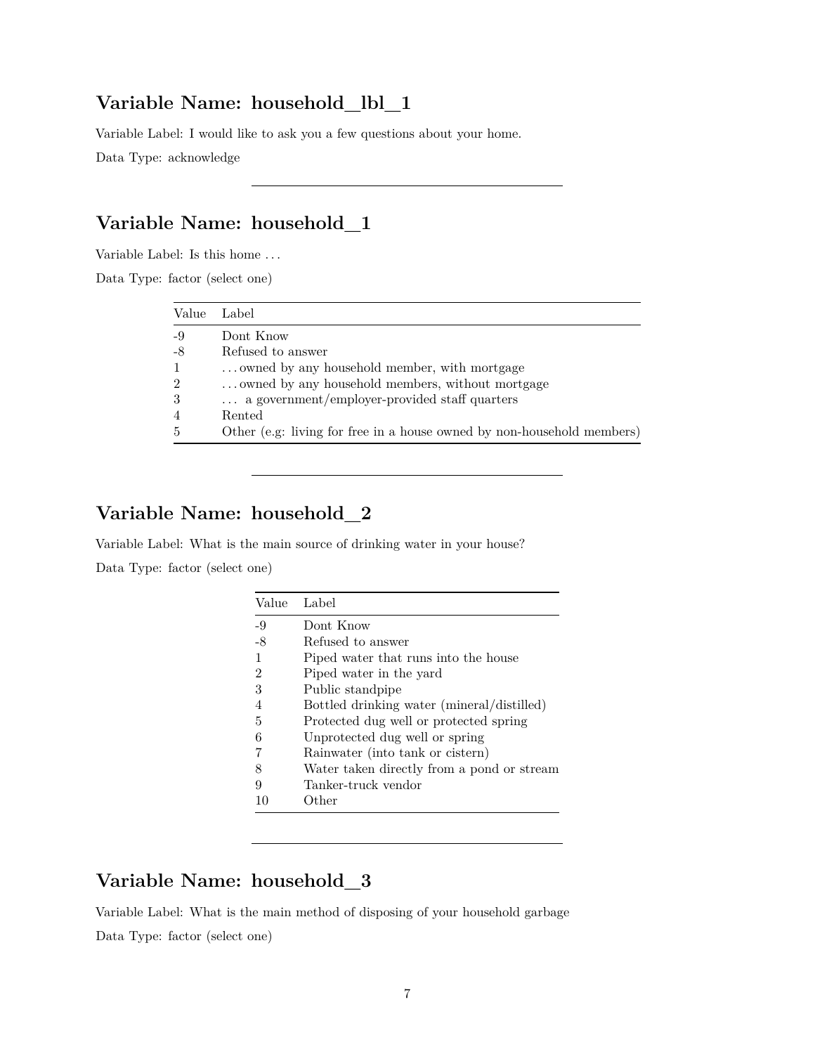## Variable Name: household_lbl_1

Variable Label: I would like to ask you a few questions about your home.

Data Type: acknowledge

---

## Variable Name: household_1

Variable Label: Is this home . . .

Data Type: factor (select one)

| Value | Label |
|---|---|
| -9 | Dont Know |
| -8 | Refused to answer |
| 1 | . . . owned by any household member, with mortgage |
| 2 | . . . owned by any household members, without mortgage |
| 3 | . . . a government/employer-provided staff quarters |
| 4 | Rented |
| 5 | Other (e.g: living for free in a house owned by non-household members) |

---

## Variable Name: household_2

Variable Label: What is the main source of drinking water in your house?

Data Type: factor (select one)

| Value | Label |
|---|---|
| -9 | Dont Know |
| -8 | Refused to answer |
| 1 | Piped water that runs into the house |
| 2 | Piped water in the yard |
| 3 | Public standpipe |
| 4 | Bottled drinking water (mineral/distilled) |
| 5 | Protected dug well or protected spring |
| 6 | Unprotected dug well or spring |
| 7 | Rainwater (into tank or cistern) |
| 8 | Water taken directly from a pond or stream |
| 9 | Tanker-truck vendor |
| 10 | Other |

---

## Variable Name: household_3

Variable Label: What is the main method of disposing of your household garbage

Data Type: factor (select one)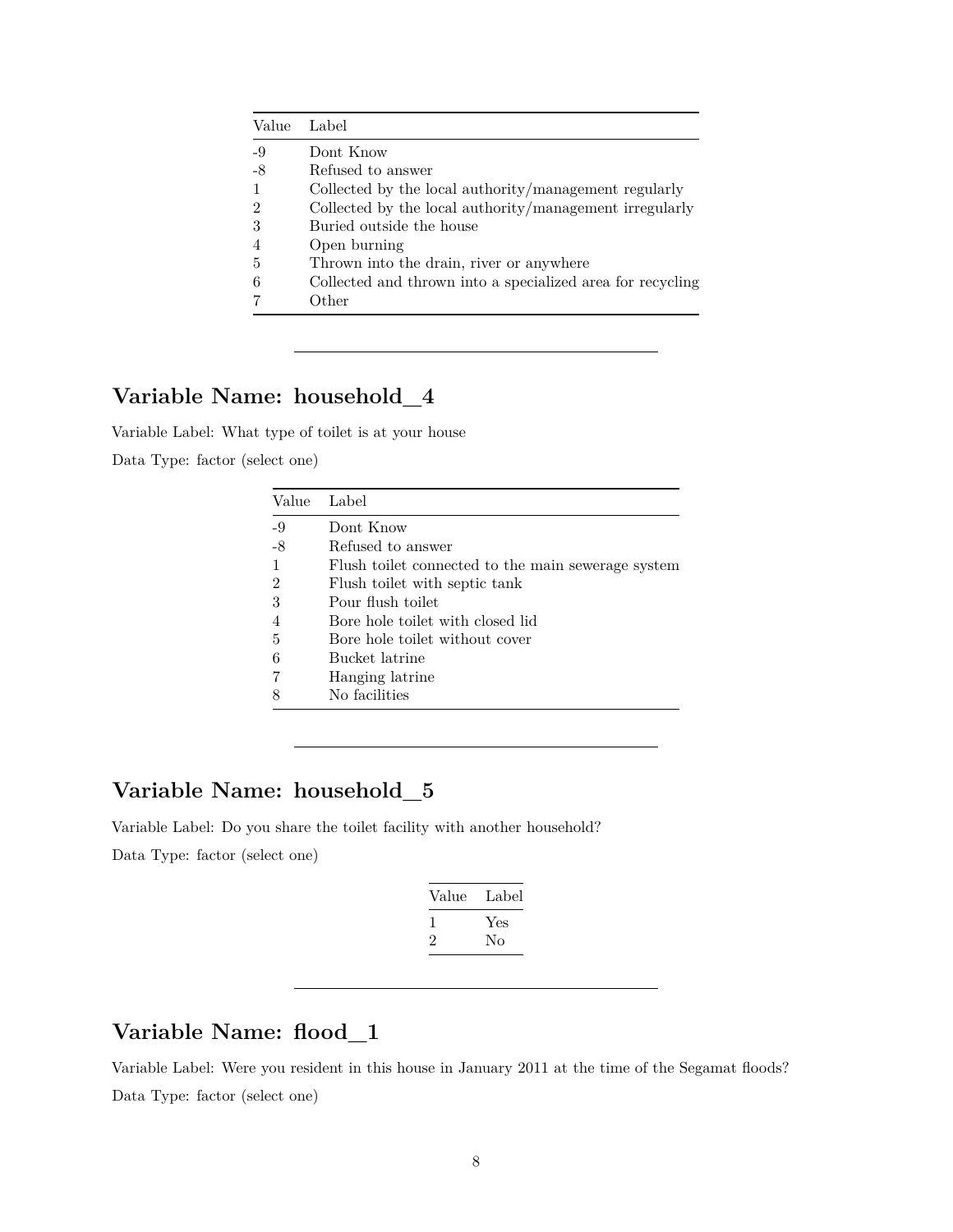| Value | Label |
|---|---|
| -9 | Dont Know |
| -8 | Refused to answer |
| 1 | Collected by the local authority/management regularly |
| 2 | Collected by the local authority/management irregularly |
| 3 | Buried outside the house |
| 4 | Open burning |
| 5 | Thrown into the drain, river or anywhere |
| 6 | Collected and thrown into a specialized area for recycling |
| 7 | Other |

---

## Variable Name: household_4

Variable Label: What type of toilet is at your house

Data Type: factor (select one)

| Value | Label |
|---|---|
| -9 | Dont Know |
| -8 | Refused to answer |
| 1 | Flush toilet connected to the main sewerage system |
| 2 | Flush toilet with septic tank |
| 3 | Pour flush toilet |
| 4 | Bore hole toilet with closed lid |
| 5 | Bore hole toilet without cover |
| 6 | Bucket latrine |
| 7 | Hanging latrine |
| 8 | No facilities |

---

## Variable Name: household_5

Variable Label: Do you share the toilet facility with another household?

Data Type: factor (select one)

| Value | Label |
|---|---|
| 1 | Yes |
| 2 | No |

---

## Variable Name: flood_1

Variable Label: Were you resident in this house in January 2011 at the time of the Segamat floods?

Data Type: factor (select one)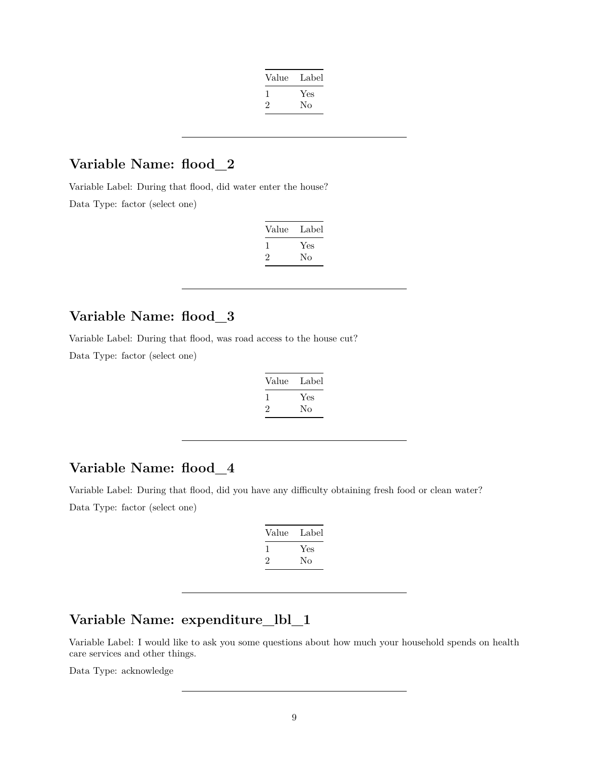| Value | Label |
|---|---|
| 1 | Yes |
| 2 | No |

---

## Variable Name: flood_2

Variable Label: During that flood, did water enter the house?

Data Type: factor (select one)

| Value | Label |
|---|---|
| 1 | Yes |
| 2 | No |

---

## Variable Name: flood_3

Variable Label: During that flood, was road access to the house cut?

Data Type: factor (select one)

| Value | Label |
|---|---|
| 1 | Yes |
| 2 | No |

---

## Variable Name: flood_4

Variable Label: During that flood, did you have any difficulty obtaining fresh food or clean water?

Data Type: factor (select one)

| Value | Label |
|---|---|
| 1 | Yes |
| 2 | No |

---

## Variable Name: expenditure_lbl_1

Variable Label: I would like to ask you some questions about how much your household spends on health care services and other things.

Data Type: acknowledge

---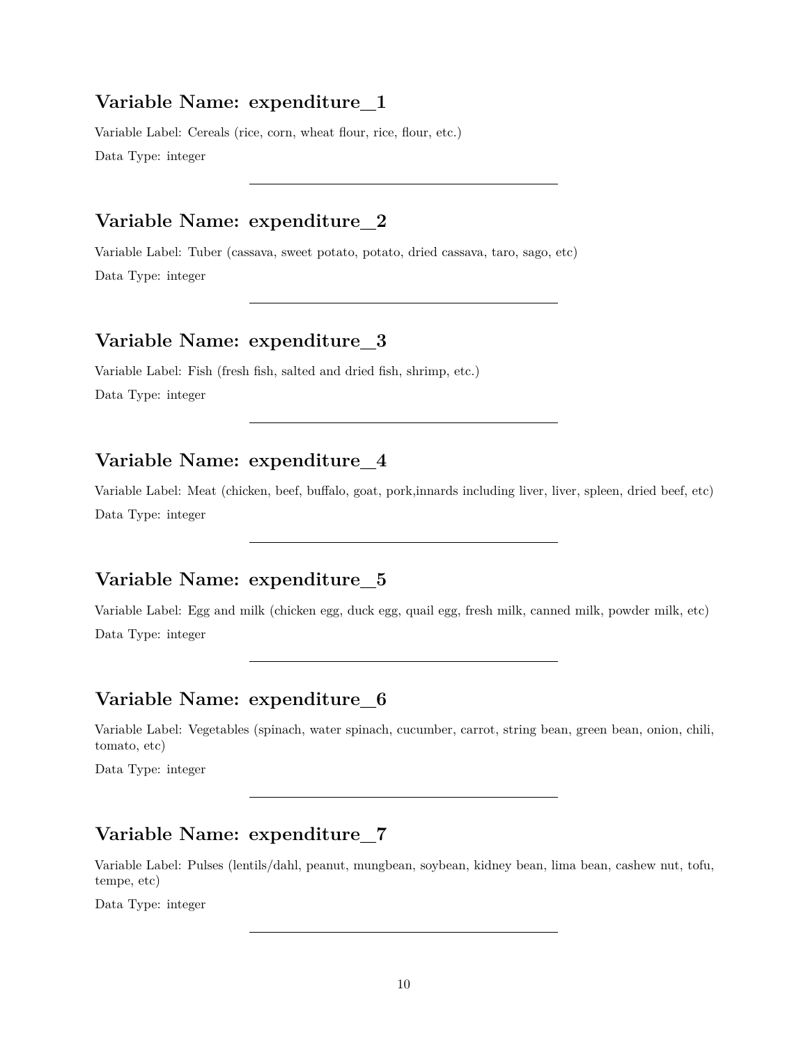### Variable Name: expenditure_1

Variable Label: Cereals (rice, corn, wheat flour, rice, flour, etc.)

Data Type: integer

---

### Variable Name: expenditure_2

Variable Label: Tuber (cassava, sweet potato, potato, dried cassava, taro, sago, etc)

Data Type: integer

---

### Variable Name: expenditure_3

Variable Label: Fish (fresh fish, salted and dried fish, shrimp, etc.)

Data Type: integer

---

### Variable Name: expenditure_4

Variable Label: Meat (chicken, beef, buffalo, goat, pork,innards including liver, liver, spleen, dried beef, etc)

Data Type: integer

---

### Variable Name: expenditure_5

Variable Label: Egg and milk (chicken egg, duck egg, quail egg, fresh milk, canned milk, powder milk, etc)

Data Type: integer

---

### Variable Name: expenditure_6

Variable Label: Vegetables (spinach, water spinach, cucumber, carrot, string bean, green bean, onion, chili, tomato, etc)

Data Type: integer

---

### Variable Name: expenditure_7

Variable Label: Pulses (lentils/dahl, peanut, mungbean, soybean, kidney bean, lima bean, cashew nut, tofu, tempe, etc)

Data Type: integer

---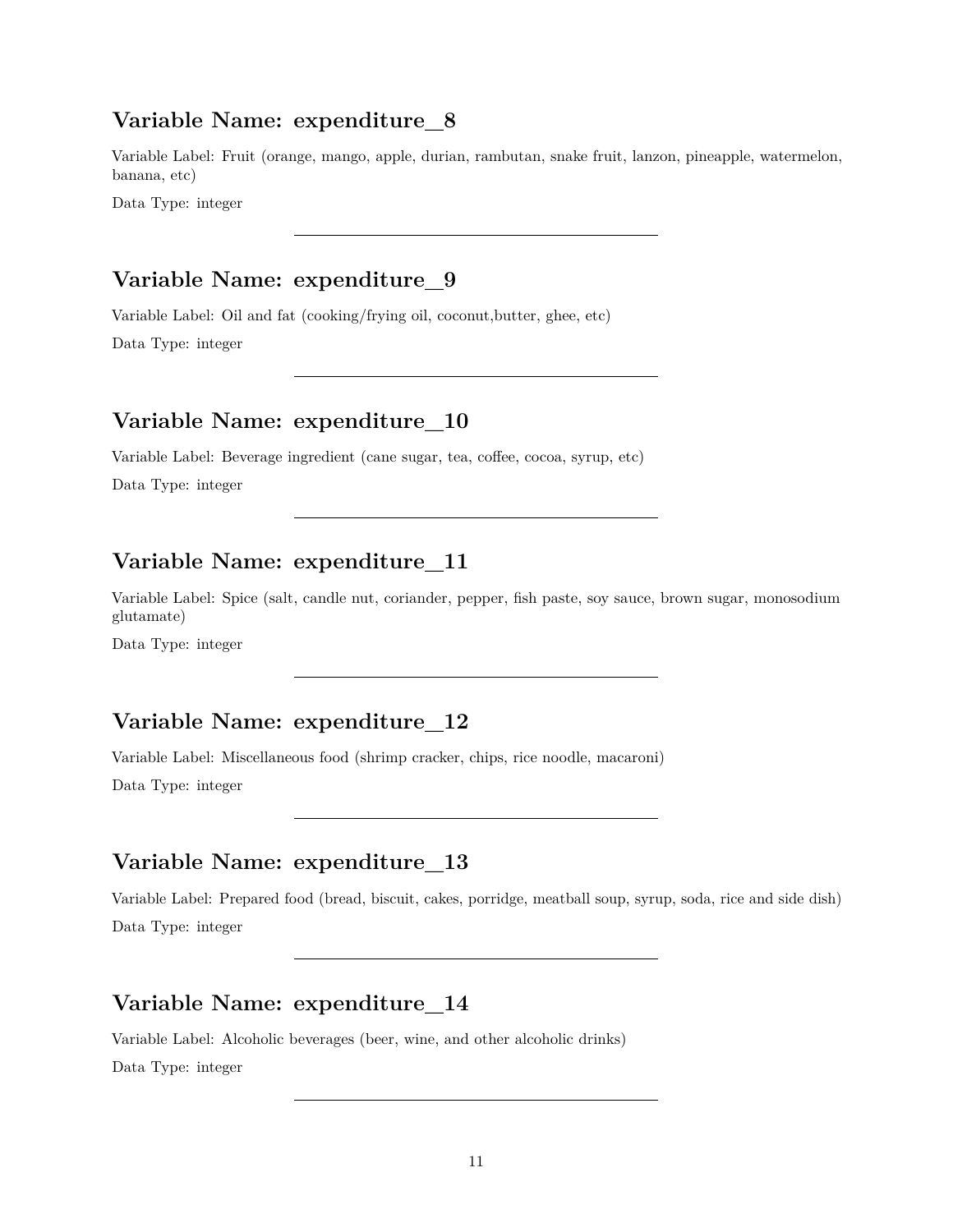### Variable Name: expenditure_8

Variable Label: Fruit (orange, mango, apple, durian, rambutan, snake fruit, lanzon, pineapple, watermelon, banana, etc)

Data Type: integer

---

### Variable Name: expenditure_9

Variable Label: Oil and fat (cooking/frying oil, coconut,butter, ghee, etc)

Data Type: integer

---

### Variable Name: expenditure_10

Variable Label: Beverage ingredient (cane sugar, tea, coffee, cocoa, syrup, etc)

Data Type: integer

---

### Variable Name: expenditure_11

Variable Label: Spice (salt, candle nut, coriander, pepper, fish paste, soy sauce, brown sugar, monosodium glutamate)

Data Type: integer

---

### Variable Name: expenditure_12

Variable Label: Miscellaneous food (shrimp cracker, chips, rice noodle, macaroni)

Data Type: integer

---

### Variable Name: expenditure_13

Variable Label: Prepared food (bread, biscuit, cakes, porridge, meatball soup, syrup, soda, rice and side dish)

Data Type: integer

---

### Variable Name: expenditure_14

Variable Label: Alcoholic beverages (beer, wine, and other alcoholic drinks)

Data Type: integer

---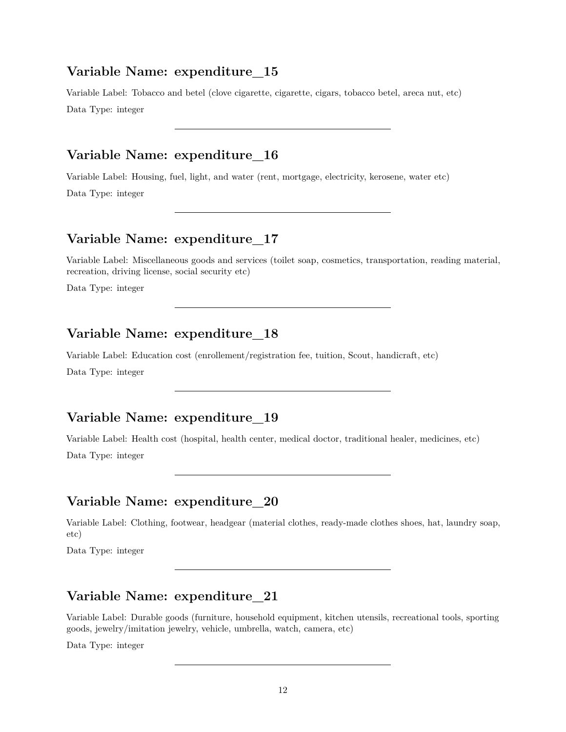## Variable Name: expenditure_15

Variable Label: Tobacco and betel (clove cigarette, cigarette, cigars, tobacco betel, areca nut, etc)

Data Type: integer

---

## Variable Name: expenditure_16

Variable Label: Housing, fuel, light, and water (rent, mortgage, electricity, kerosene, water etc)

Data Type: integer

---

## Variable Name: expenditure_17

Variable Label: Miscellaneous goods and services (toilet soap, cosmetics, transportation, reading material, recreation, driving license, social security etc)

Data Type: integer

---

## Variable Name: expenditure_18

Variable Label: Education cost (enrollement/registration fee, tuition, Scout, handicraft, etc)

Data Type: integer

---

## Variable Name: expenditure_19

Variable Label: Health cost (hospital, health center, medical doctor, traditional healer, medicines, etc)

Data Type: integer

---

## Variable Name: expenditure_20

Variable Label: Clothing, footwear, headgear (material clothes, ready-made clothes shoes, hat, laundry soap, etc)

Data Type: integer

---

## Variable Name: expenditure_21

Variable Label: Durable goods (furniture, household equipment, kitchen utensils, recreational tools, sporting goods, jewelry/imitation jewelry, vehicle, umbrella, watch, camera, etc)

Data Type: integer

---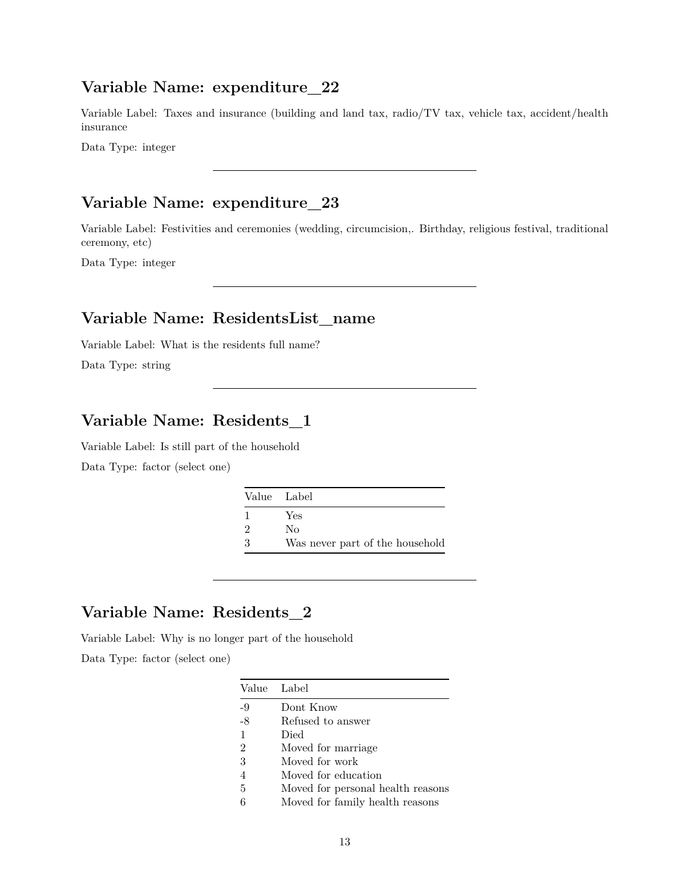## Variable Name: expenditure_22

Variable Label: Taxes and insurance (building and land tax, radio/TV tax, vehicle tax, accident/health insurance

Data Type: integer

---

## Variable Name: expenditure_23

Variable Label: Festivities and ceremonies (wedding, circumcision,. Birthday, religious festival, traditional ceremony, etc)

Data Type: integer

---

## Variable Name: ResidentsList_name

Variable Label: What is the residents full name?

Data Type: string

---

## Variable Name: Residents_1

Variable Label: Is still part of the household

Data Type: factor (select one)

| Value | Label |
|---|---|
| 1 | Yes |
| 2 | No |
| 3 | Was never part of the household |

---

## Variable Name: Residents_2

Variable Label: Why is no longer part of the household

Data Type: factor (select one)

| Value | Label |
|---|---|
| -9 | Dont Know |
| -8 | Refused to answer |
| 1 | Died |
| 2 | Moved for marriage |
| 3 | Moved for work |
| 4 | Moved for education |
| 5 | Moved for personal health reasons |
| 6 | Moved for family health reasons |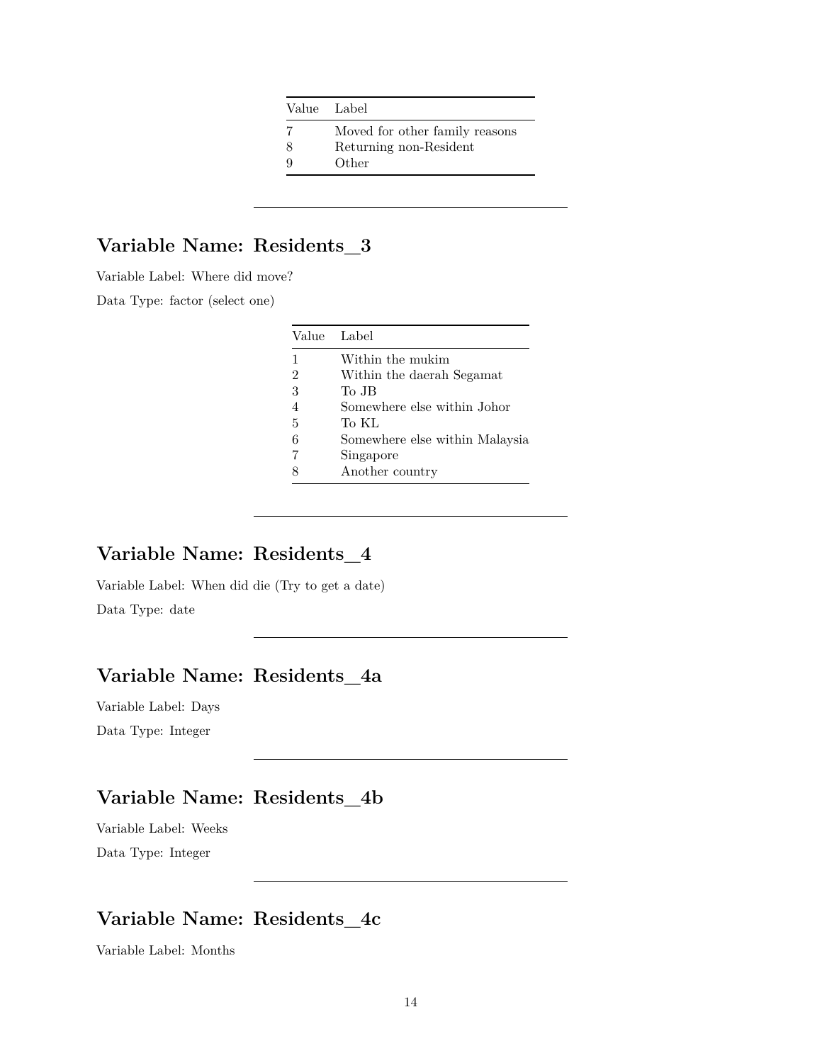| Value | Label |
|---|---|
| 7 | Moved for other family reasons |
| 8 | Returning non-Resident |
| 9 | Other |

---

## Variable Name: Residents_3

Variable Label: Where did move?

Data Type: factor (select one)

| Value | Label |
|---|---|
| 1 | Within the mukim |
| 2 | Within the daerah Segamat |
| 3 | To JB |
| 4 | Somewhere else within Johor |
| 5 | To KL |
| 6 | Somewhere else within Malaysia |
| 7 | Singapore |
| 8 | Another country |

---

## Variable Name: Residents_4

Variable Label: When did die (Try to get a date)

Data Type: date

---

## Variable Name: Residents_4a

Variable Label: Days

Data Type: Integer

---

## Variable Name: Residents_4b

Variable Label: Weeks

Data Type: Integer

---

## Variable Name: Residents_4c

Variable Label: Months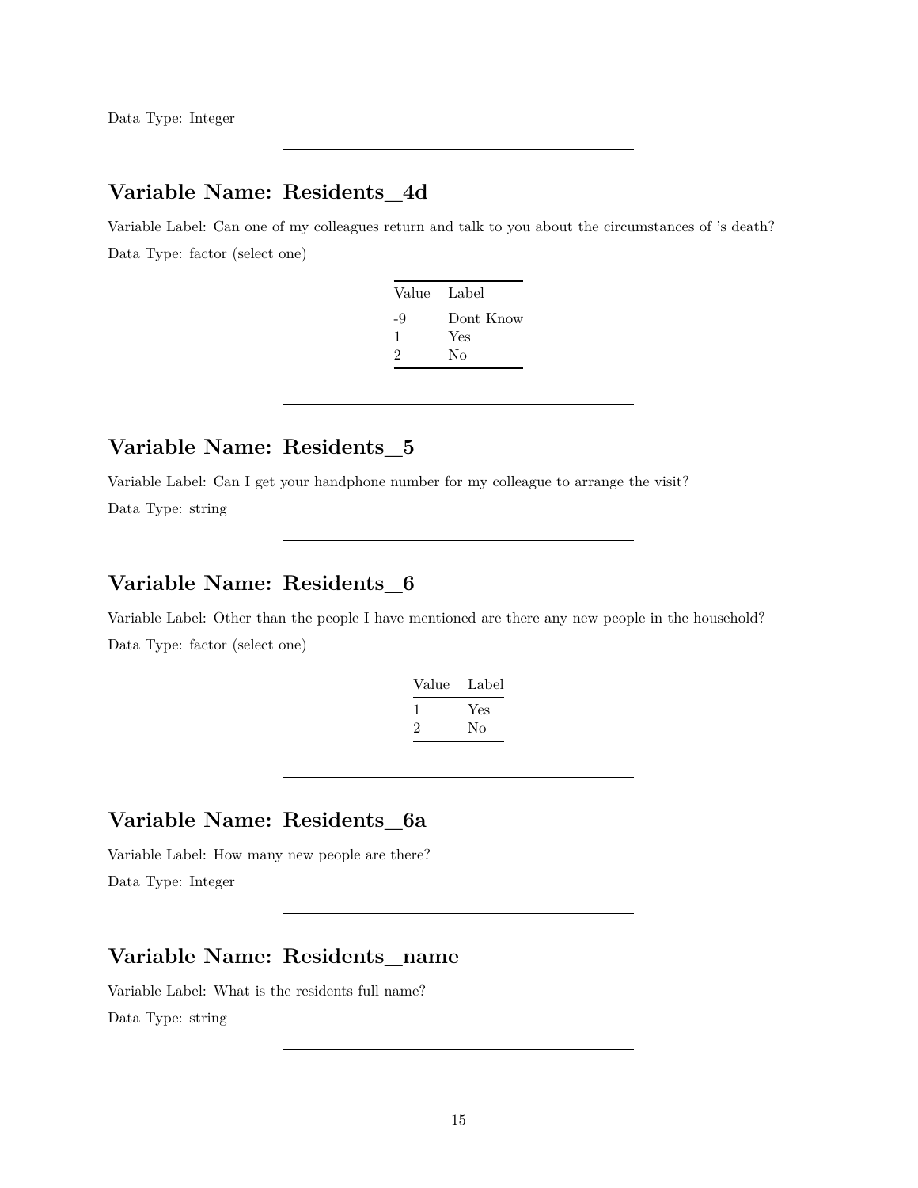Data Type: Integer

---

## Variable Name: Residents_4d

Variable Label: Can one of my colleagues return and talk to you about the circumstances of 's death?

Data Type: factor (select one)

| Value | Label |
|---|---|
| -9 | Dont Know |
| 1 | Yes |
| 2 | No |

---

## Variable Name: Residents_5

Variable Label: Can I get your handphone number for my colleague to arrange the visit?

Data Type: string

---

## Variable Name: Residents_6

Variable Label: Other than the people I have mentioned are there any new people in the household?

Data Type: factor (select one)

| Value | Label |
|---|---|
| 1 | Yes |
| 2 | No |

---

## Variable Name: Residents_6a

Variable Label: How many new people are there?

Data Type: Integer

---

## Variable Name: Residents_name

Variable Label: What is the residents full name?

Data Type: string

---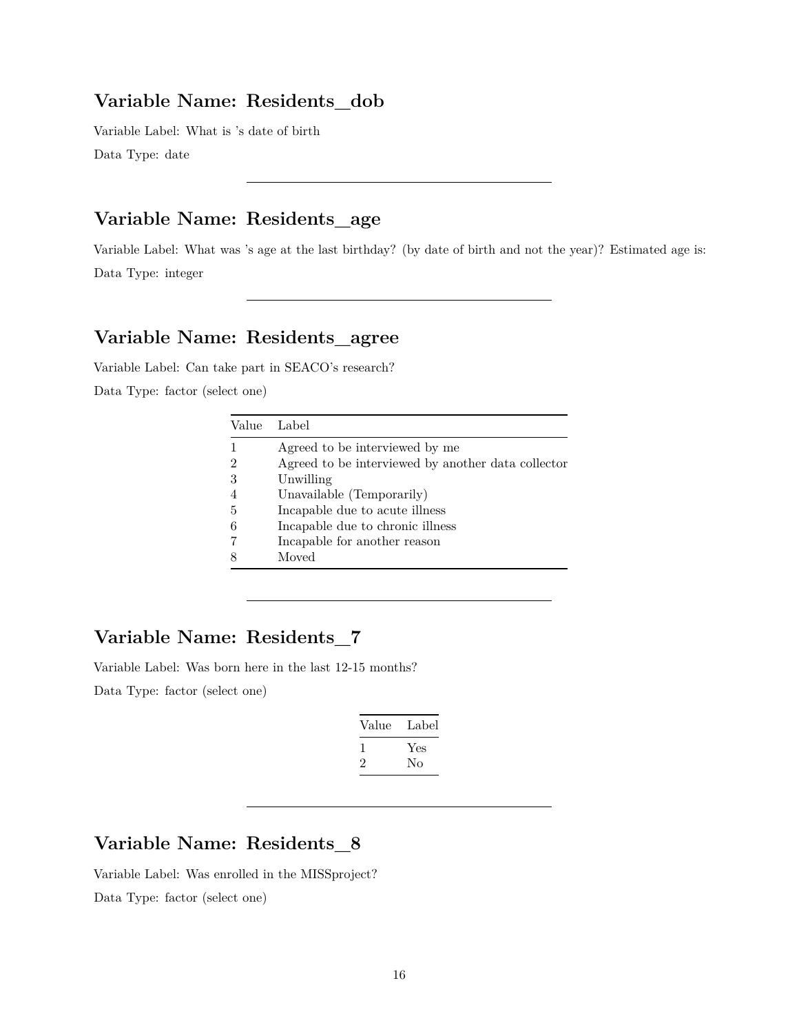## Variable Name: Residents_dob

Variable Label: What is 's date of birth

Data Type: date

---

## Variable Name: Residents_age

Variable Label: What was 's age at the last birthday? (by date of birth and not the year)? Estimated age is:

Data Type: integer

---

## Variable Name: Residents_agree

Variable Label: Can take part in SEACO's research?

Data Type: factor (select one)

| Value | Label |
|---|---|
| 1 | Agreed to be interviewed by me |
| 2 | Agreed to be interviewed by another data collector |
| 3 | Unwilling |
| 4 | Unavailable (Temporarily) |
| 5 | Incapable due to acute illness |
| 6 | Incapable due to chronic illness |
| 7 | Incapable for another reason |
| 8 | Moved |

---

## Variable Name: Residents_7

Variable Label: Was born here in the last 12-15 months?

Data Type: factor (select one)

| Value | Label |
|---|---|
| 1 | Yes |
| 2 | No |

---

## Variable Name: Residents_8

Variable Label: Was enrolled in the MISSproject?

Data Type: factor (select one)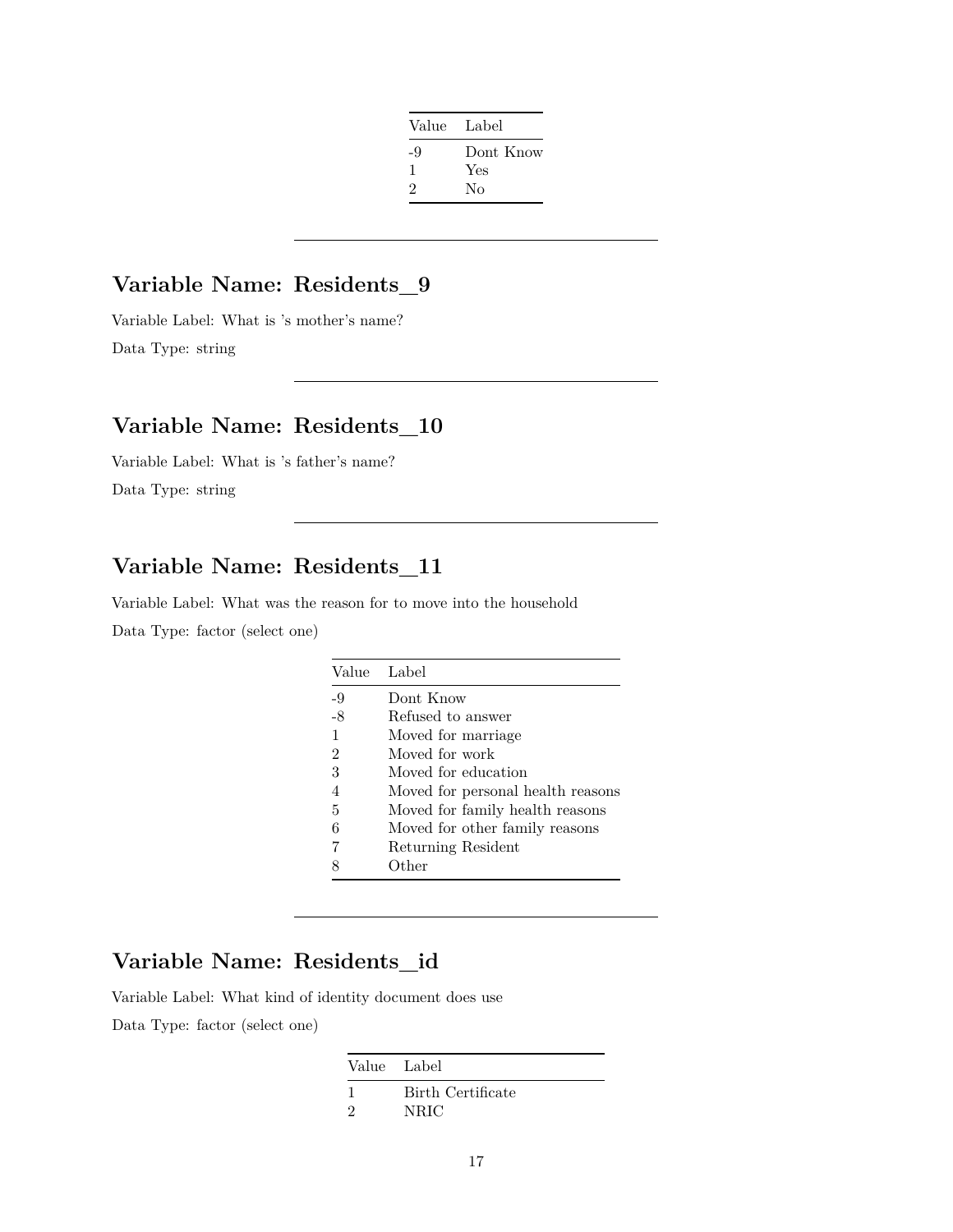| Value | Label |
|---|---|
| -9 | Dont Know |
| 1 | Yes |
| 2 | No |

---

## Variable Name: Residents_9

Variable Label: What is 's mother's name?

Data Type: string

---

## Variable Name: Residents_10

Variable Label: What is 's father's name?

Data Type: string

---

## Variable Name: Residents_11

Variable Label: What was the reason for to move into the household

Data Type: factor (select one)

| Value | Label |
|---|---|
| -9 | Dont Know |
| -8 | Refused to answer |
| 1 | Moved for marriage |
| 2 | Moved for work |
| 3 | Moved for education |
| 4 | Moved for personal health reasons |
| 5 | Moved for family health reasons |
| 6 | Moved for other family reasons |
| 7 | Returning Resident |
| 8 | Other |

---

## Variable Name: Residents_id

Variable Label: What kind of identity document does use

Data Type: factor (select one)

| Value | Label |
|---|---|
| 1 | Birth Certificate |
| 2 | NRIC |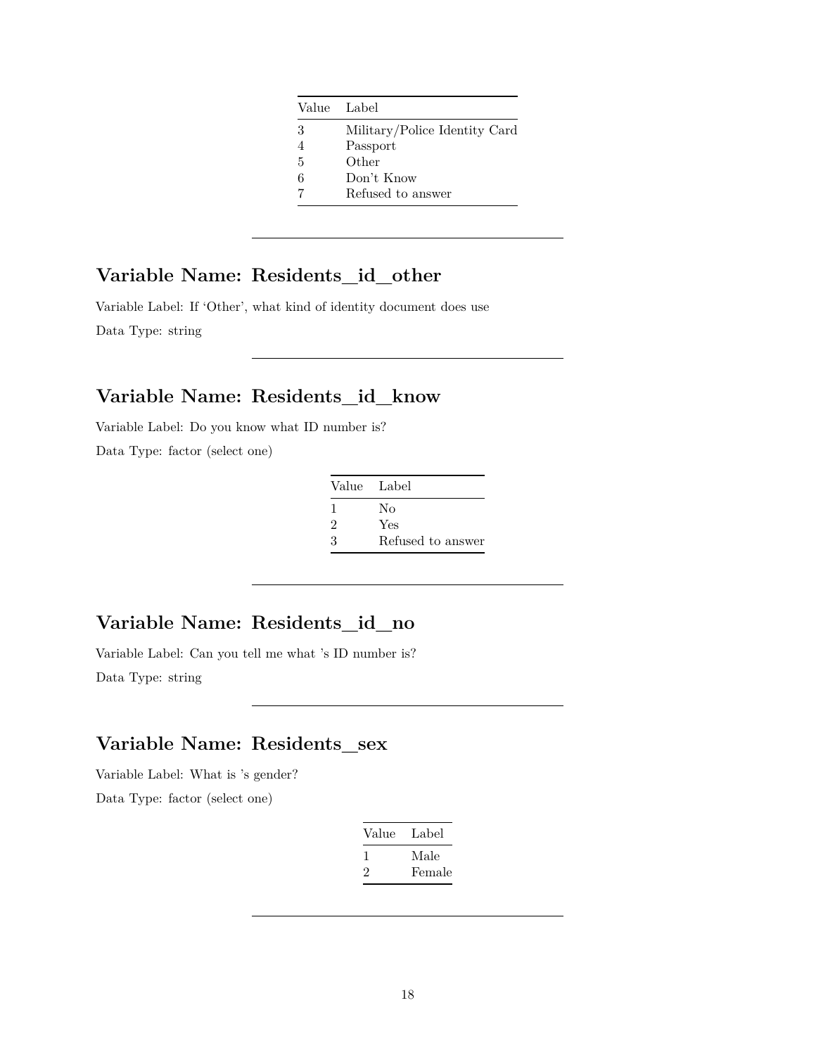| Value | Label |
|---|---|
| 3 | Military/Police Identity Card |
| 4 | Passport |
| 5 | Other |
| 6 | Don't Know |
| 7 | Refused to answer |

---

## Variable Name: Residents_id_other

Variable Label: If 'Other', what kind of identity document does use

Data Type: string

---

## Variable Name: Residents_id_know

Variable Label: Do you know what ID number is?

Data Type: factor (select one)

| Value | Label |
|---|---|
| 1 | No |
| 2 | Yes |
| 3 | Refused to answer |

---

## Variable Name: Residents_id_no

Variable Label: Can you tell me what 's ID number is?

Data Type: string

---

## Variable Name: Residents_sex

Variable Label: What is 's gender?

Data Type: factor (select one)

| Value | Label |
|---|---|
| 1 | Male |
| 2 | Female |

---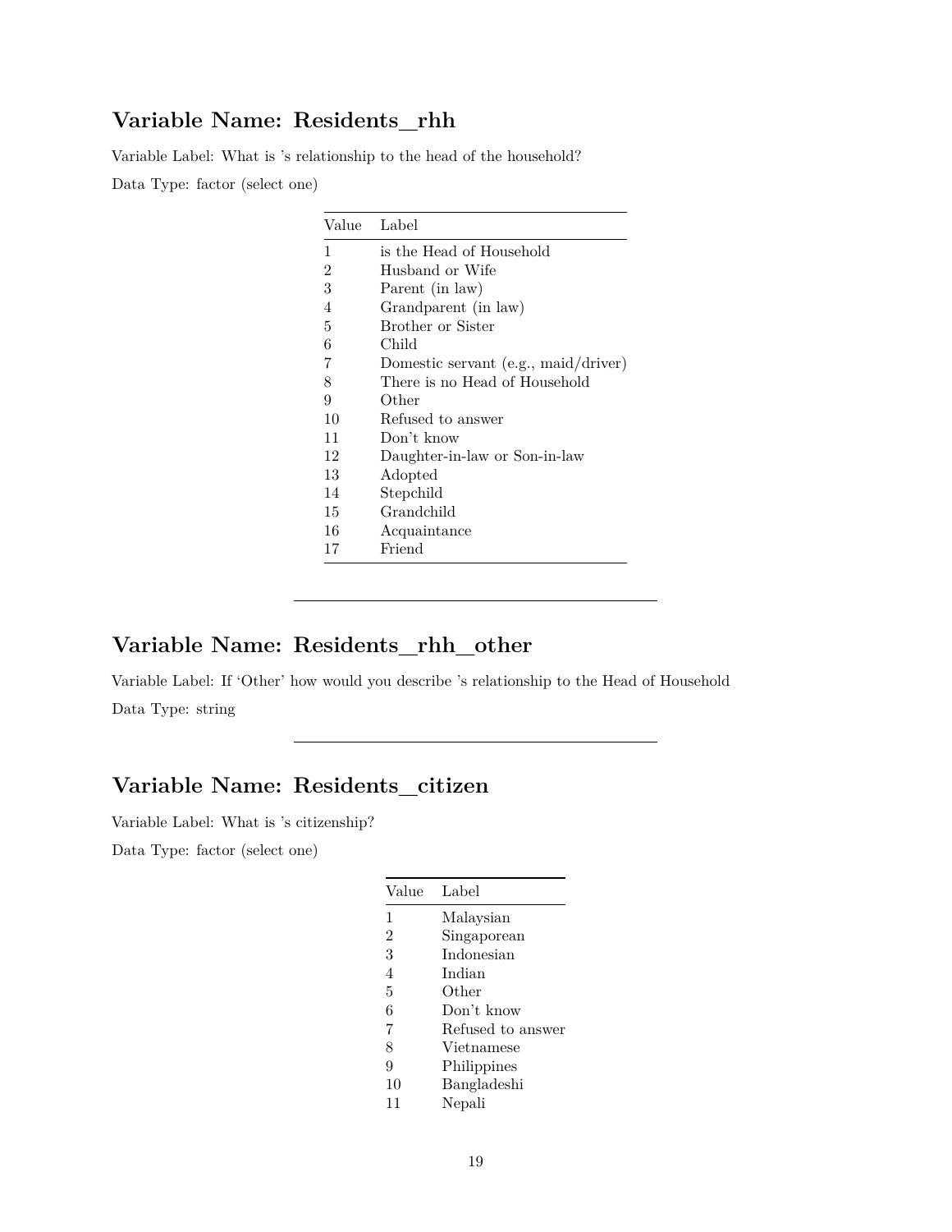## Variable Name: Residents_rhh

Variable Label: What is 's relationship to the head of the household?

Data Type: factor (select one)

| Value | Label |
|---|---|
| 1 | is the Head of Household |
| 2 | Husband or Wife |
| 3 | Parent (in law) |
| 4 | Grandparent (in law) |
| 5 | Brother or Sister |
| 6 | Child |
| 7 | Domestic servant (e.g., maid/driver) |
| 8 | There is no Head of Household |
| 9 | Other |
| 10 | Refused to answer |
| 11 | Don't know |
| 12 | Daughter-in-law or Son-in-law |
| 13 | Adopted |
| 14 | Stepchild |
| 15 | Grandchild |
| 16 | Acquaintance |
| 17 | Friend |

---

## Variable Name: Residents_rhh_other

Variable Label: If 'Other' how would you describe 's relationship to the Head of Household

Data Type: string

---

## Variable Name: Residents_citizen

Variable Label: What is 's citizenship?

Data Type: factor (select one)

| Value | Label |
|---|---|
| 1 | Malaysian |
| 2 | Singaporean |
| 3 | Indonesian |
| 4 | Indian |
| 5 | Other |
| 6 | Don't know |
| 7 | Refused to answer |
| 8 | Vietnamese |
| 9 | Philippines |
| 10 | Bangladeshi |
| 11 | Nepali |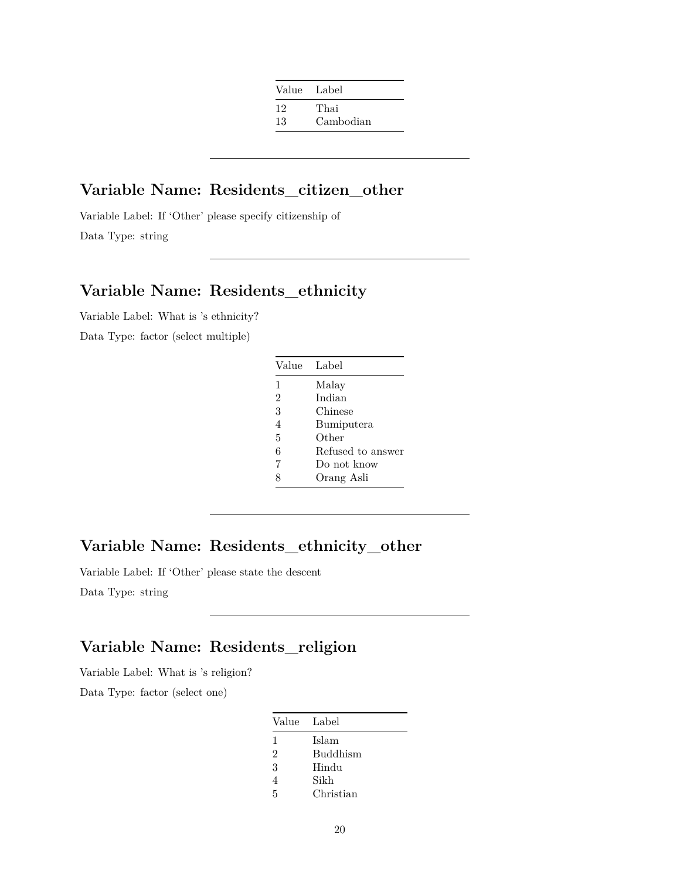| Value | Label |
|---|---|
| 12 | Thai |
| 13 | Cambodian |

---

## Variable Name: Residents_citizen_other

Variable Label: If 'Other' please specify citizenship of

Data Type: string

---

## Variable Name: Residents_ethnicity

Variable Label: What is 's ethnicity?

Data Type: factor (select multiple)

| Value | Label |
|---|---|
| 1 | Malay |
| 2 | Indian |
| 3 | Chinese |
| 4 | Bumiputera |
| 5 | Other |
| 6 | Refused to answer |
| 7 | Do not know |
| 8 | Orang Asli |

---

## Variable Name: Residents_ethnicity_other

Variable Label: If 'Other' please state the descent

Data Type: string

---

## Variable Name: Residents_religion

Variable Label: What is 's religion?

Data Type: factor (select one)

| Value | Label |
|---|---|
| 1 | Islam |
| 2 | Buddhism |
| 3 | Hindu |
| 4 | Sikh |
| 5 | Christian |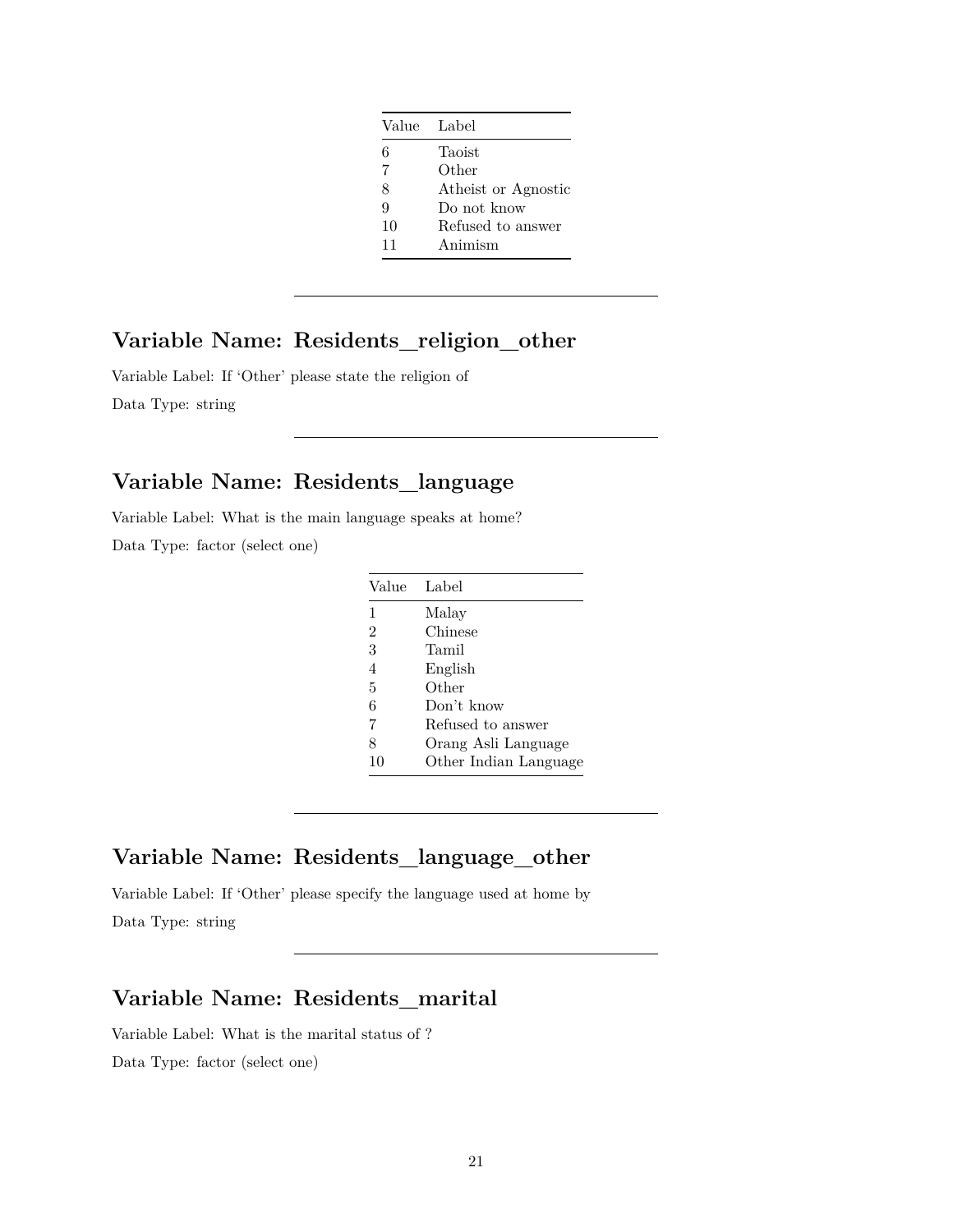| Value | Label |
|---|---|
| 6 | Taoist |
| 7 | Other |
| 8 | Atheist or Agnostic |
| 9 | Do not know |
| 10 | Refused to answer |
| 11 | Animism |

---

## Variable Name: Residents_religion_other

Variable Label: If 'Other' please state the religion of

Data Type: string

---

## Variable Name: Residents_language

Variable Label: What is the main language speaks at home?

Data Type: factor (select one)

| Value | Label |
|---|---|
| 1 | Malay |
| 2 | Chinese |
| 3 | Tamil |
| 4 | English |
| 5 | Other |
| 6 | Don't know |
| 7 | Refused to answer |
| 8 | Orang Asli Language |
| 10 | Other Indian Language |

---

## Variable Name: Residents_language_other

Variable Label: If 'Other' please specify the language used at home by

Data Type: string

---

## Variable Name: Residents_marital

Variable Label: What is the marital status of ?

Data Type: factor (select one)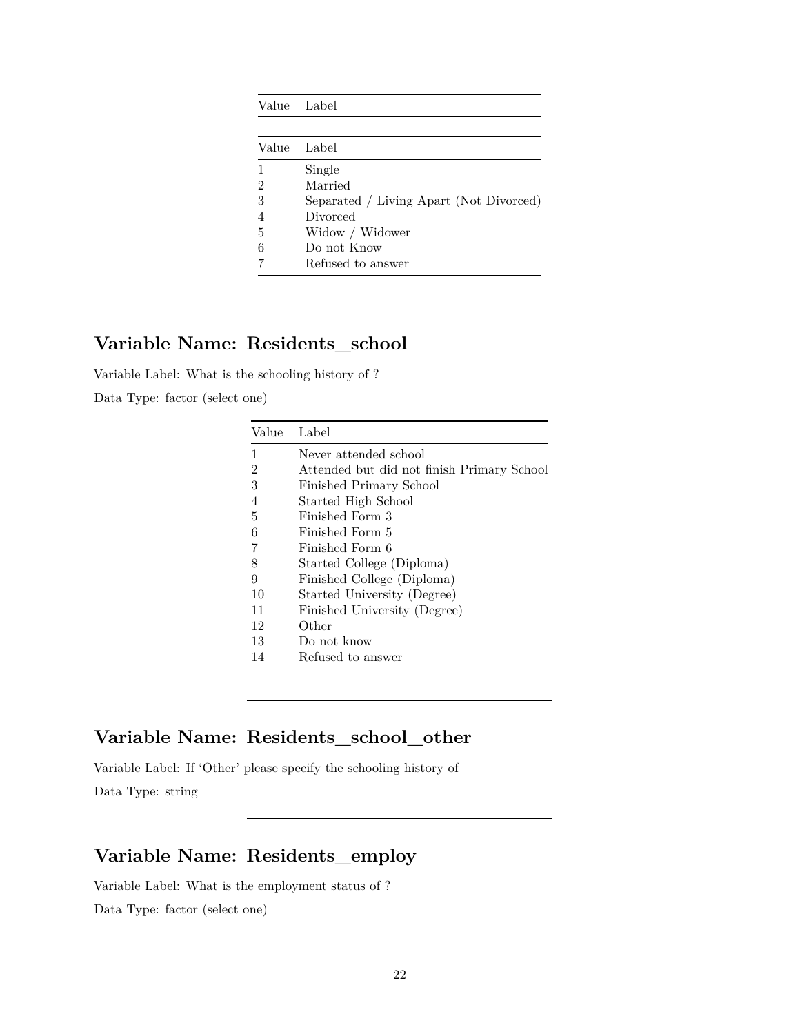| Value | Label |
|---|---|

| Value | Label |
|---|---|
| 1 | Single |
| 2 | Married |
| 3 | Separated / Living Apart (Not Divorced) |
| 4 | Divorced |
| 5 | Widow / Widower |
| 6 | Do not Know |
| 7 | Refused to answer |

---

## Variable Name: Residents_school

Variable Label: What is the schooling history of ?

Data Type: factor (select one)

| Value | Label |
|---|---|
| 1 | Never attended school |
| 2 | Attended but did not finish Primary School |
| 3 | Finished Primary School |
| 4 | Started High School |
| 5 | Finished Form 3 |
| 6 | Finished Form 5 |
| 7 | Finished Form 6 |
| 8 | Started College (Diploma) |
| 9 | Finished College (Diploma) |
| 10 | Started University (Degree) |
| 11 | Finished University (Degree) |
| 12 | Other |
| 13 | Do not know |
| 14 | Refused to answer |

---

## Variable Name: Residents_school_other

Variable Label: If 'Other' please specify the schooling history of

Data Type: string

---

## Variable Name: Residents_employ

Variable Label: What is the employment status of ?

Data Type: factor (select one)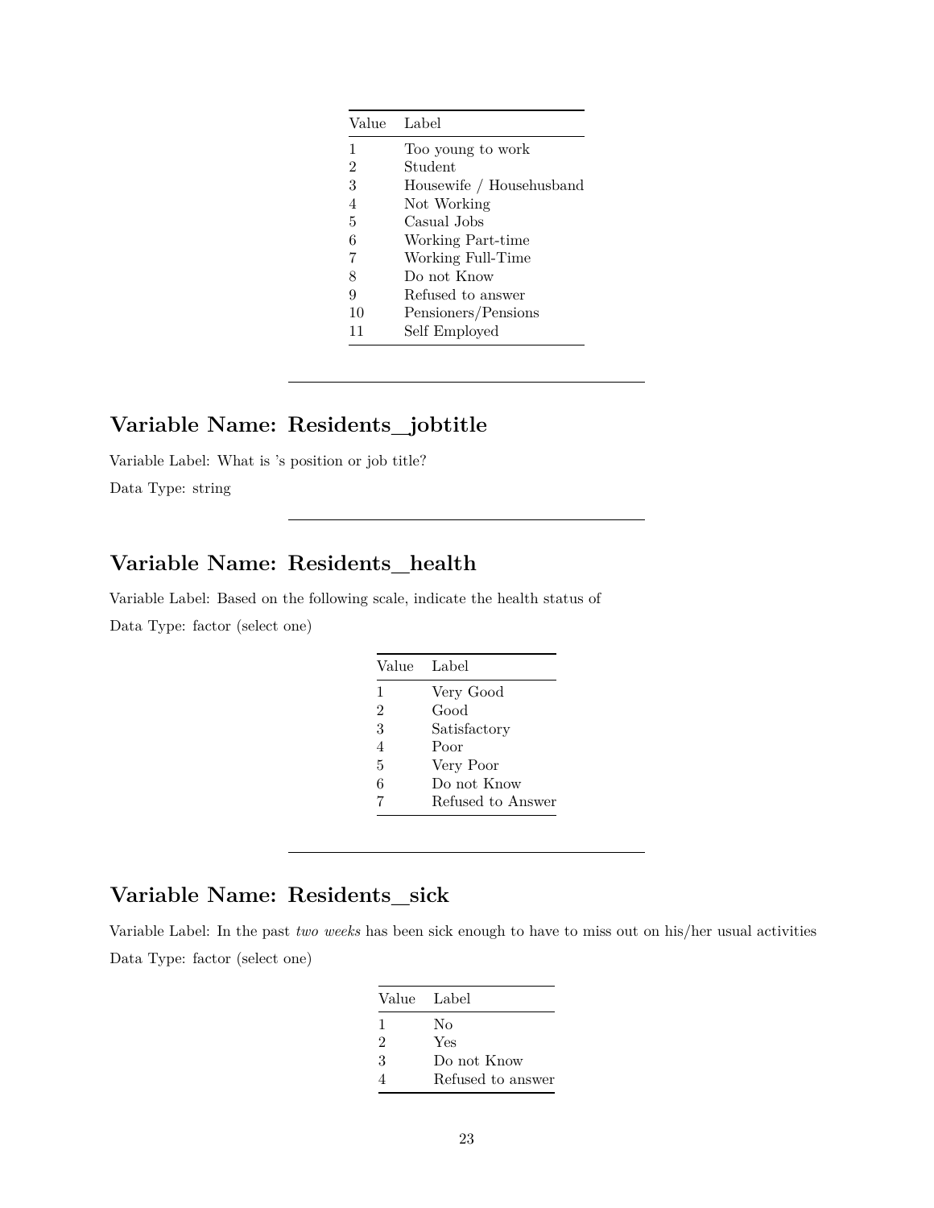| Value | Label |
|---|---|
| 1 | Too young to work |
| 2 | Student |
| 3 | Housewife / Househusband |
| 4 | Not Working |
| 5 | Casual Jobs |
| 6 | Working Part-time |
| 7 | Working Full-Time |
| 8 | Do not Know |
| 9 | Refused to answer |
| 10 | Pensioners/Pensions |
| 11 | Self Employed |

---

## Variable Name: Residents_jobtitle

Variable Label: What is 's position or job title?

Data Type: string

---

## Variable Name: Residents_health

Variable Label: Based on the following scale, indicate the health status of

Data Type: factor (select one)

| Value | Label |
|---|---|
| 1 | Very Good |
| 2 | Good |
| 3 | Satisfactory |
| 4 | Poor |
| 5 | Very Poor |
| 6 | Do not Know |
| 7 | Refused to Answer |

---

## Variable Name: Residents_sick

Variable Label: In the past *two weeks* has been sick enough to have to miss out on his/her usual activities

Data Type: factor (select one)

| Value | Label |
|---|---|
| 1 | No |
| 2 | Yes |
| 3 | Do not Know |
| 4 | Refused to answer |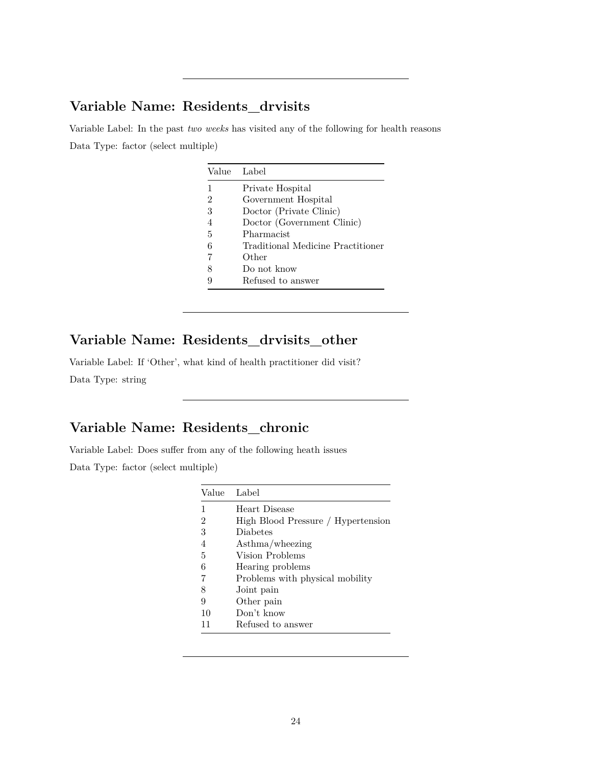## Variable Name: Residents_drvisits

Variable Label: In the past *two weeks* has visited any of the following for health reasons

Data Type: factor (select multiple)

| Value | Label |
|---|---|
| 1 | Private Hospital |
| 2 | Government Hospital |
| 3 | Doctor (Private Clinic) |
| 4 | Doctor (Government Clinic) |
| 5 | Pharmacist |
| 6 | Traditional Medicine Practitioner |
| 7 | Other |
| 8 | Do not know |
| 9 | Refused to answer |

---

## Variable Name: Residents_drvisits_other

Variable Label: If 'Other', what kind of health practitioner did visit?

Data Type: string

---

## Variable Name: Residents_chronic

Variable Label: Does suffer from any of the following heath issues

Data Type: factor (select multiple)

| Value | Label |
|---|---|
| 1 | Heart Disease |
| 2 | High Blood Pressure / Hypertension |
| 3 | Diabetes |
| 4 | Asthma/wheezing |
| 5 | Vision Problems |
| 6 | Hearing problems |
| 7 | Problems with physical mobility |
| 8 | Joint pain |
| 9 | Other pain |
| 10 | Don't know |
| 11 | Refused to answer |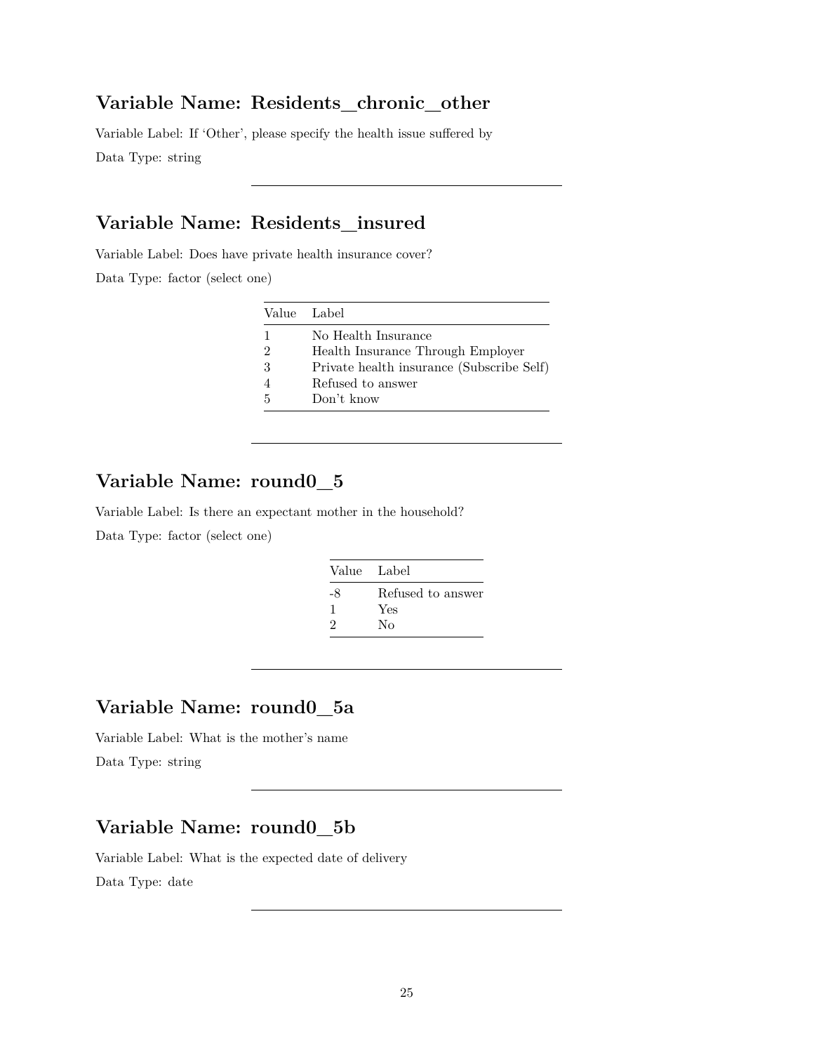## Variable Name: Residents_chronic_other

Variable Label: If 'Other', please specify the health issue suffered by

Data Type: string

---

## Variable Name: Residents_insured

Variable Label: Does have private health insurance cover?

Data Type: factor (select one)

| Value | Label |
|---|---|
| 1 | No Health Insurance |
| 2 | Health Insurance Through Employer |
| 3 | Private health insurance (Subscribe Self) |
| 4 | Refused to answer |
| 5 | Don't know |

---

## Variable Name: round0_5

Variable Label: Is there an expectant mother in the household?

Data Type: factor (select one)

| Value | Label |
|---|---|
| -8 | Refused to answer |
| 1 | Yes |
| 2 | No |

---

## Variable Name: round0_5a

Variable Label: What is the mother's name

Data Type: string

---

## Variable Name: round0_5b

Variable Label: What is the expected date of delivery

Data Type: date

---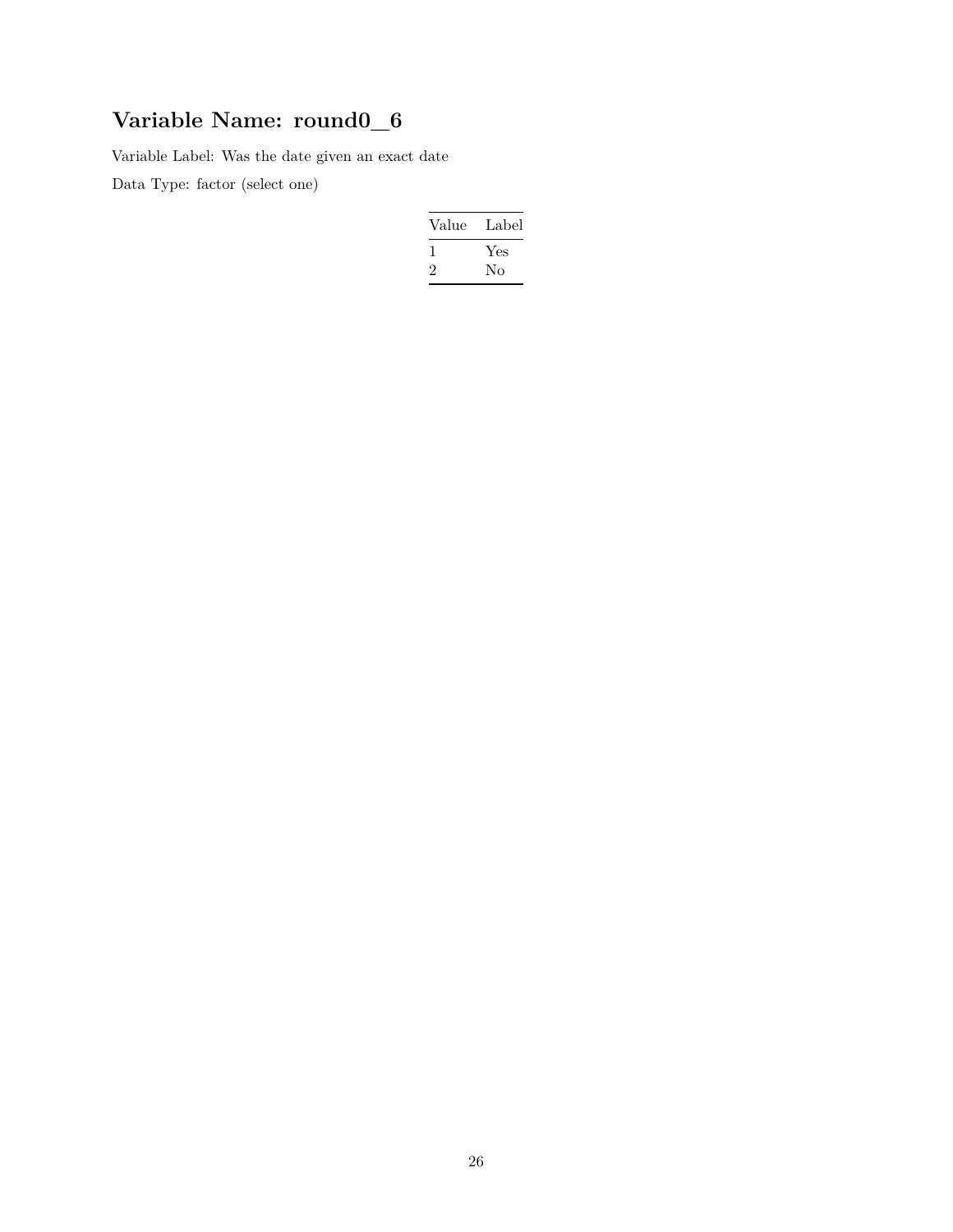## Variable Name: round0_6

Variable Label: Was the date given an exact date

Data Type: factor (select one)

| Value | Label |
|---|---|
| 1 | Yes |
| 2 | No |